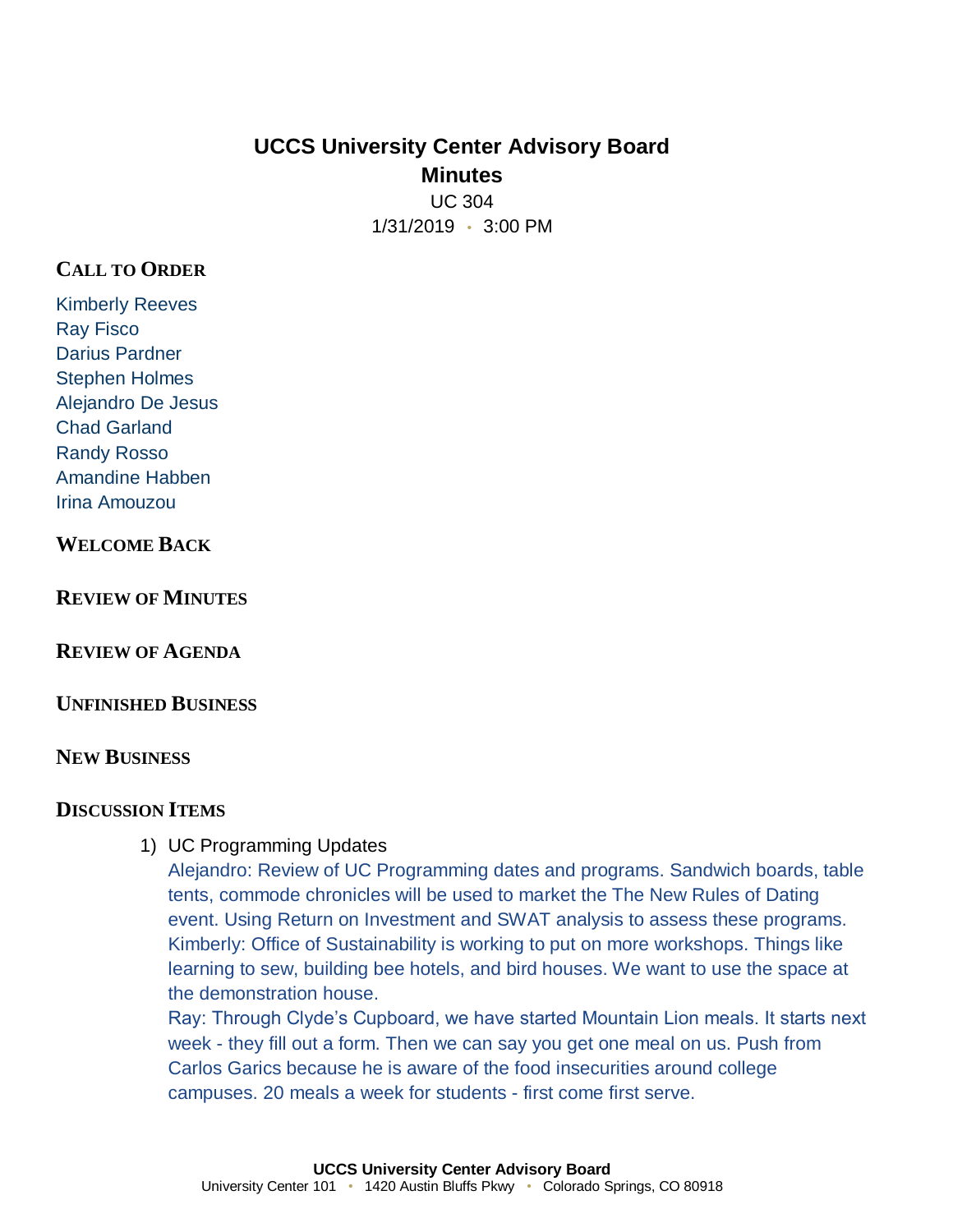# UCCS University Center Advisory Board

## Minutes

UC 304

1/31/2019 • 3:00 PM

## Call to Order

Kimberly Reeves
Ray Fisco
Darius Pardner
Stephen Holmes
Alejandro De Jesus
Chad Garland
Randy Rosso
Amandine Habben
Irina Amouzou

## Welcome Back

## Review of Minutes

## Review of Agenda

## Unfinished Business

## New Business

## Discussion Items

1) UC Programming Updates
   Alejandro: Review of UC Programming dates and programs. Sandwich boards, table tents, commode chronicles will be used to market the The New Rules of Dating event. Using Return on Investment and SWAT analysis to assess these programs.
   Kimberly: Office of Sustainability is working to put on more workshops. Things like learning to sew, building bee hotels, and bird houses. We want to use the space at the demonstration house.
   Ray: Through Clyde's Cupboard, we have started Mountain Lion meals. It starts next week - they fill out a form. Then we can say you get one meal on us. Push from Carlos Garics because he is aware of the food insecurities around college campuses. 20 meals a week for students - first come first serve.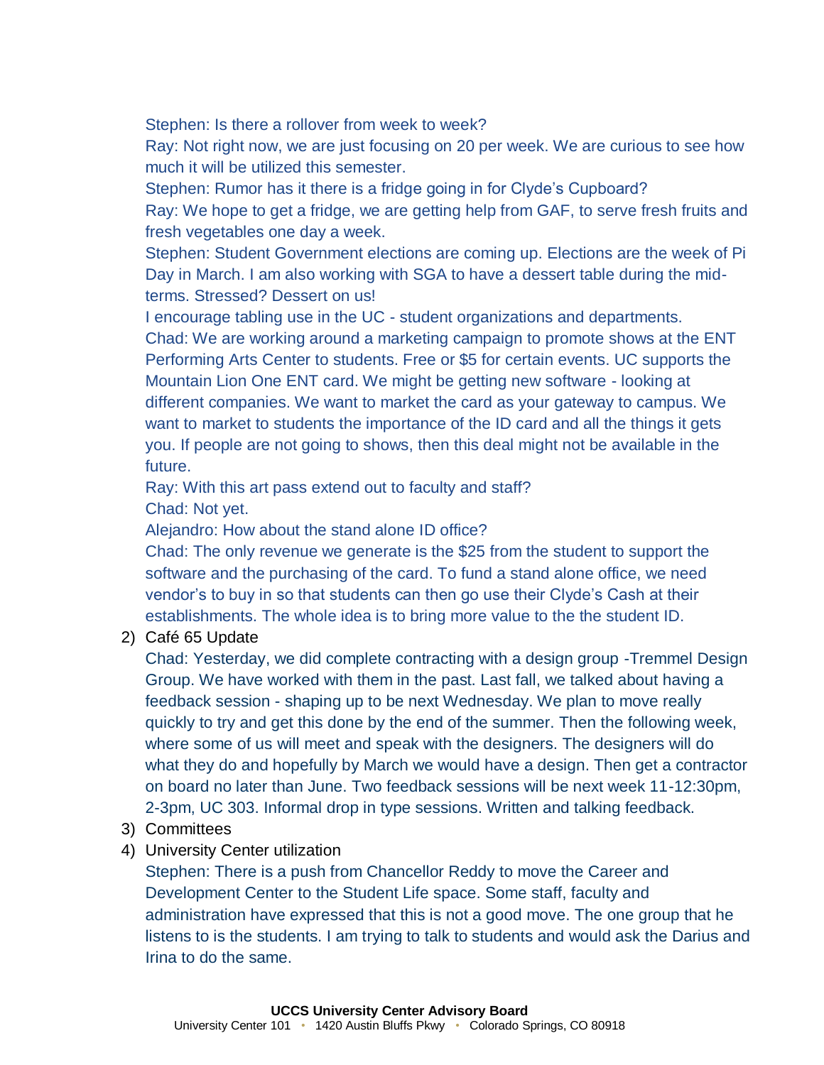Stephen: Is there a rollover from week to week?

Ray: Not right now, we are just focusing on 20 per week. We are curious to see how much it will be utilized this semester.

Stephen: Rumor has it there is a fridge going in for Clyde's Cupboard?

Ray: We hope to get a fridge, we are getting help from GAF, to serve fresh fruits and fresh vegetables one day a week.

Stephen: Student Government elections are coming up. Elections are the week of Pi Day in March. I am also working with SGA to have a dessert table during the mid-terms. Stressed? Dessert on us!

I encourage tabling use in the UC - student organizations and departments.

Chad: We are working around a marketing campaign to promote shows at the ENT Performing Arts Center to students. Free or $5 for certain events. UC supports the Mountain Lion One ENT card. We might be getting new software - looking at different companies. We want to market the card as your gateway to campus. We want to market to students the importance of the ID card and all the things it gets you. If people are not going to shows, then this deal might not be available in the future.

Ray: With this art pass extend out to faculty and staff?

Chad: Not yet.

Alejandro: How about the stand alone ID office?

Chad: The only revenue we generate is the $25 from the student to support the software and the purchasing of the card. To fund a stand alone office, we need vendor's to buy in so that students can then go use their Clyde's Cash at their establishments. The whole idea is to bring more value to the the student ID.

2) Café 65 Update

   Chad: Yesterday, we did complete contracting with a design group -Tremmel Design Group. We have worked with them in the past. Last fall, we talked about having a feedback session - shaping up to be next Wednesday. We plan to move really quickly to try and get this done by the end of the summer. Then the following week, where some of us will meet and speak with the designers. The designers will do what they do and hopefully by March we would have a design. Then get a contractor on board no later than June. Two feedback sessions will be next week 11-12:30pm, 2-3pm, UC 303. Informal drop in type sessions. Written and talking feedback.

3) Committees

4) University Center utilization

   Stephen: There is a push from Chancellor Reddy to move the Career and Development Center to the Student Life space. Some staff, faculty and administration have expressed that this is not a good move. The one group that he listens to is the students. I am trying to talk to students and would ask the Darius and Irina to do the same.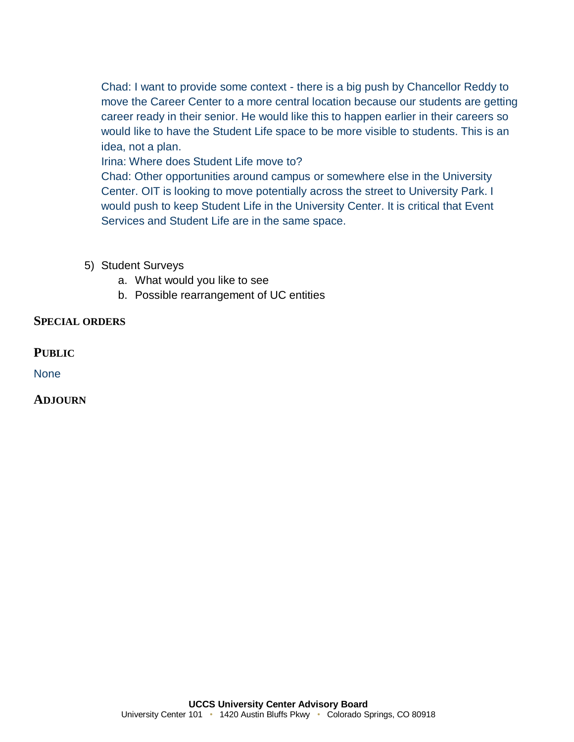Chad: I want to provide some context - there is a big push by Chancellor Reddy to move the Career Center to a more central location because our students are getting career ready in their senior. He would like this to happen earlier in their careers so would like to have the Student Life space to be more visible to students. This is an idea, not a plan.
Irina: Where does Student Life move to?
Chad: Other opportunities around campus or somewhere else in the University Center. OIT is looking to move potentially across the street to University Park. I would push to keep Student Life in the University Center. It is critical that Event Services and Student Life are in the same space.

5) Student Surveys
   a. What would you like to see
   b. Possible rearrangement of UC entities

## SPECIAL ORDERS

## PUBLIC

None

## ADJOURN